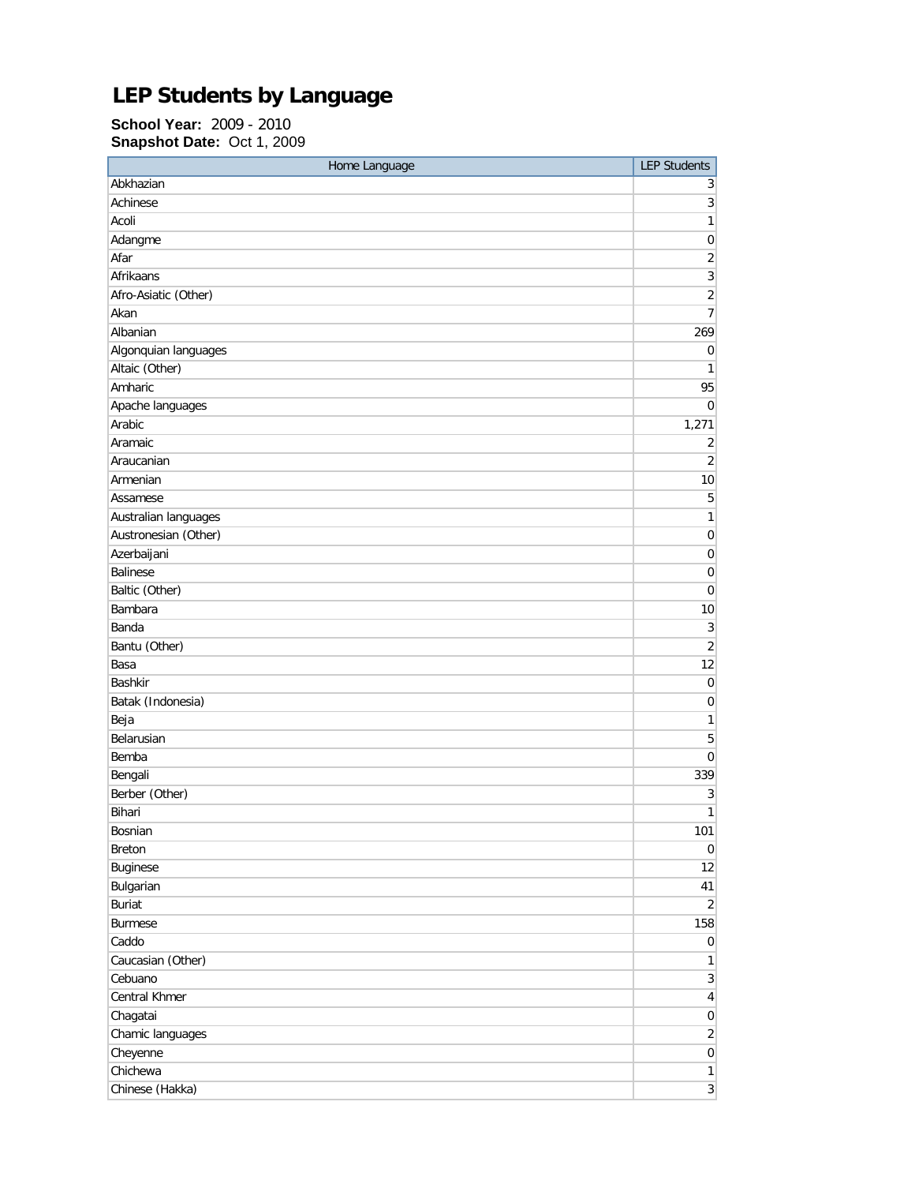# LEP Students by Language

**School Year:** 2009 - 2010
**Snapshot Date:** Oct 1, 2009

| Home Language | LEP Students |
|---|---|
| Abkhazian | 3 |
| Achinese | 3 |
| Acoli | 1 |
| Adangme | 0 |
| Afar | 2 |
| Afrikaans | 3 |
| Afro-Asiatic (Other) | 2 |
| Akan | 7 |
| Albanian | 269 |
| Algonquian languages | 0 |
| Altaic (Other) | 1 |
| Amharic | 95 |
| Apache languages | 0 |
| Arabic | 1,271 |
| Aramaic | 2 |
| Araucanian | 2 |
| Armenian | 10 |
| Assamese | 5 |
| Australian languages | 1 |
| Austronesian (Other) | 0 |
| Azerbaijani | 0 |
| Balinese | 0 |
| Baltic (Other) | 0 |
| Bambara | 10 |
| Banda | 3 |
| Bantu (Other) | 2 |
| Basa | 12 |
| Bashkir | 0 |
| Batak (Indonesia) | 0 |
| Beja | 1 |
| Belarusian | 5 |
| Bemba | 0 |
| Bengali | 339 |
| Berber (Other) | 3 |
| Bihari | 1 |
| Bosnian | 101 |
| Breton | 0 |
| Buginese | 12 |
| Bulgarian | 41 |
| Buriat | 2 |
| Burmese | 158 |
| Caddo | 0 |
| Caucasian (Other) | 1 |
| Cebuano | 3 |
| Central Khmer | 4 |
| Chagatai | 0 |
| Chamic languages | 2 |
| Cheyenne | 0 |
| Chichewa | 1 |
| Chinese (Hakka) | 3 |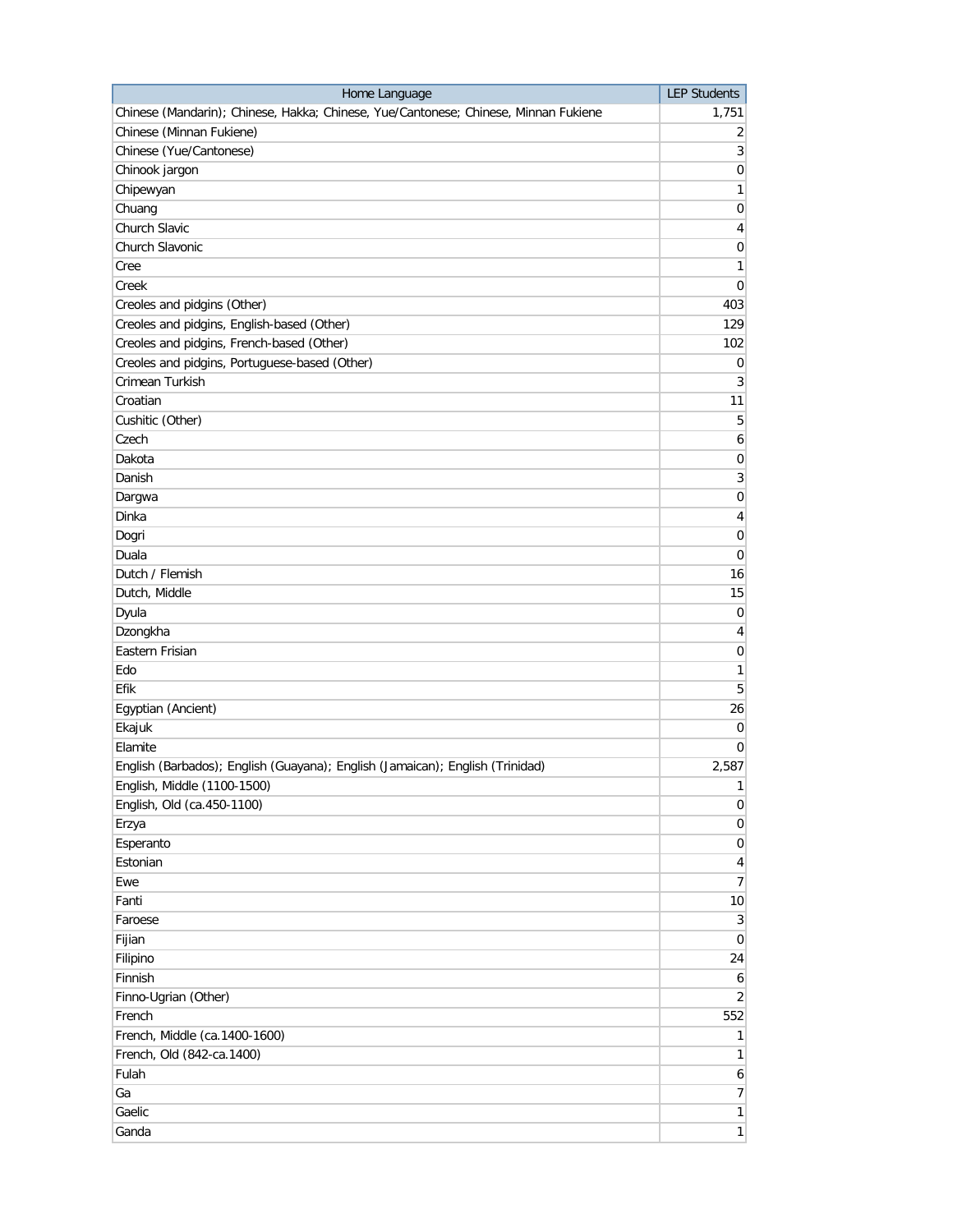| Home Language | LEP Students |
| --- | --- |
| Chinese (Mandarin); Chinese, Hakka; Chinese, Yue/Cantonese; Chinese, Minnan Fukiene | 1,751 |
| Chinese (Minnan Fukiene) | 2 |
| Chinese (Yue/Cantonese) | 3 |
| Chinook jargon | 0 |
| Chipewyan | 1 |
| Chuang | 0 |
| Church Slavic | 4 |
| Church Slavonic | 0 |
| Cree | 1 |
| Creek | 0 |
| Creoles and pidgins (Other) | 403 |
| Creoles and pidgins, English-based (Other) | 129 |
| Creoles and pidgins, French-based (Other) | 102 |
| Creoles and pidgins, Portuguese-based (Other) | 0 |
| Crimean Turkish | 3 |
| Croatian | 11 |
| Cushitic (Other) | 5 |
| Czech | 6 |
| Dakota | 0 |
| Danish | 3 |
| Dargwa | 0 |
| Dinka | 4 |
| Dogri | 0 |
| Duala | 0 |
| Dutch / Flemish | 16 |
| Dutch, Middle | 15 |
| Dyula | 0 |
| Dzongkha | 4 |
| Eastern Frisian | 0 |
| Edo | 1 |
| Efik | 5 |
| Egyptian (Ancient) | 26 |
| Ekajuk | 0 |
| Elamite | 0 |
| English (Barbados); English (Guayana); English (Jamaican); English (Trinidad) | 2,587 |
| English, Middle (1100-1500) | 1 |
| English, Old (ca.450-1100) | 0 |
| Erzya | 0 |
| Esperanto | 0 |
| Estonian | 4 |
| Ewe | 7 |
| Fanti | 10 |
| Faroese | 3 |
| Fijian | 0 |
| Filipino | 24 |
| Finnish | 6 |
| Finno-Ugrian (Other) | 2 |
| French | 552 |
| French, Middle (ca.1400-1600) | 1 |
| French, Old (842-ca.1400) | 1 |
| Fulah | 6 |
| Ga | 7 |
| Gaelic | 1 |
| Ganda | 1 |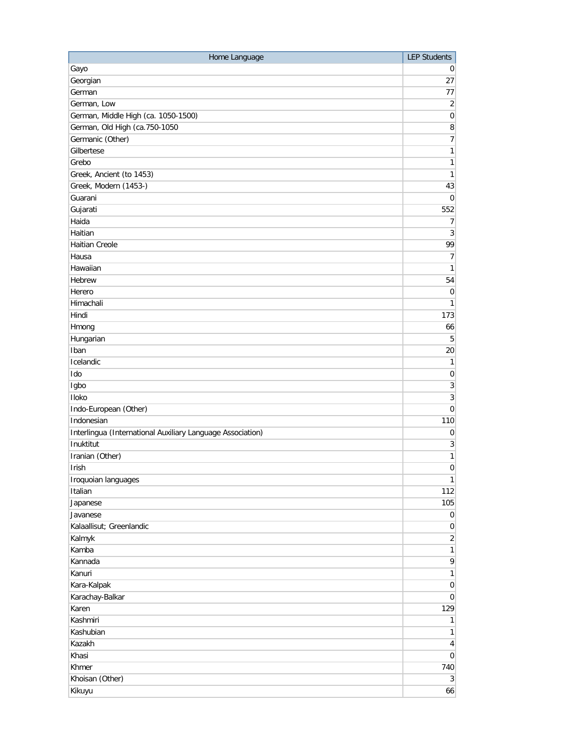| Home Language | LEP Students |
| --- | --- |
| Gayo | 0 |
| Georgian | 27 |
| German | 77 |
| German, Low | 2 |
| German, Middle High (ca. 1050-1500) | 0 |
| German, Old High (ca.750-1050 | 8 |
| Germanic (Other) | 7 |
| Gilbertese | 1 |
| Grebo | 1 |
| Greek, Ancient (to 1453) | 1 |
| Greek, Modern (1453-) | 43 |
| Guarani | 0 |
| Gujarati | 552 |
| Haida | 7 |
| Haitian | 3 |
| Haitian Creole | 99 |
| Hausa | 7 |
| Hawaiian | 1 |
| Hebrew | 54 |
| Herero | 0 |
| Himachali | 1 |
| Hindi | 173 |
| Hmong | 66 |
| Hungarian | 5 |
| Iban | 20 |
| Icelandic | 1 |
| Ido | 0 |
| Igbo | 3 |
| Iloko | 3 |
| Indo-European (Other) | 0 |
| Indonesian | 110 |
| Interlingua (International Auxiliary Language Association) | 0 |
| Inuktitut | 3 |
| Iranian (Other) | 1 |
| Irish | 0 |
| Iroquoian languages | 1 |
| Italian | 112 |
| Japanese | 105 |
| Javanese | 0 |
| Kalaallisut; Greenlandic | 0 |
| Kalmyk | 2 |
| Kamba | 1 |
| Kannada | 9 |
| Kanuri | 1 |
| Kara-Kalpak | 0 |
| Karachay-Balkar | 0 |
| Karen | 129 |
| Kashmiri | 1 |
| Kashubian | 1 |
| Kazakh | 4 |
| Khasi | 0 |
| Khmer | 740 |
| Khoisan (Other) | 3 |
| Kikuyu | 66 |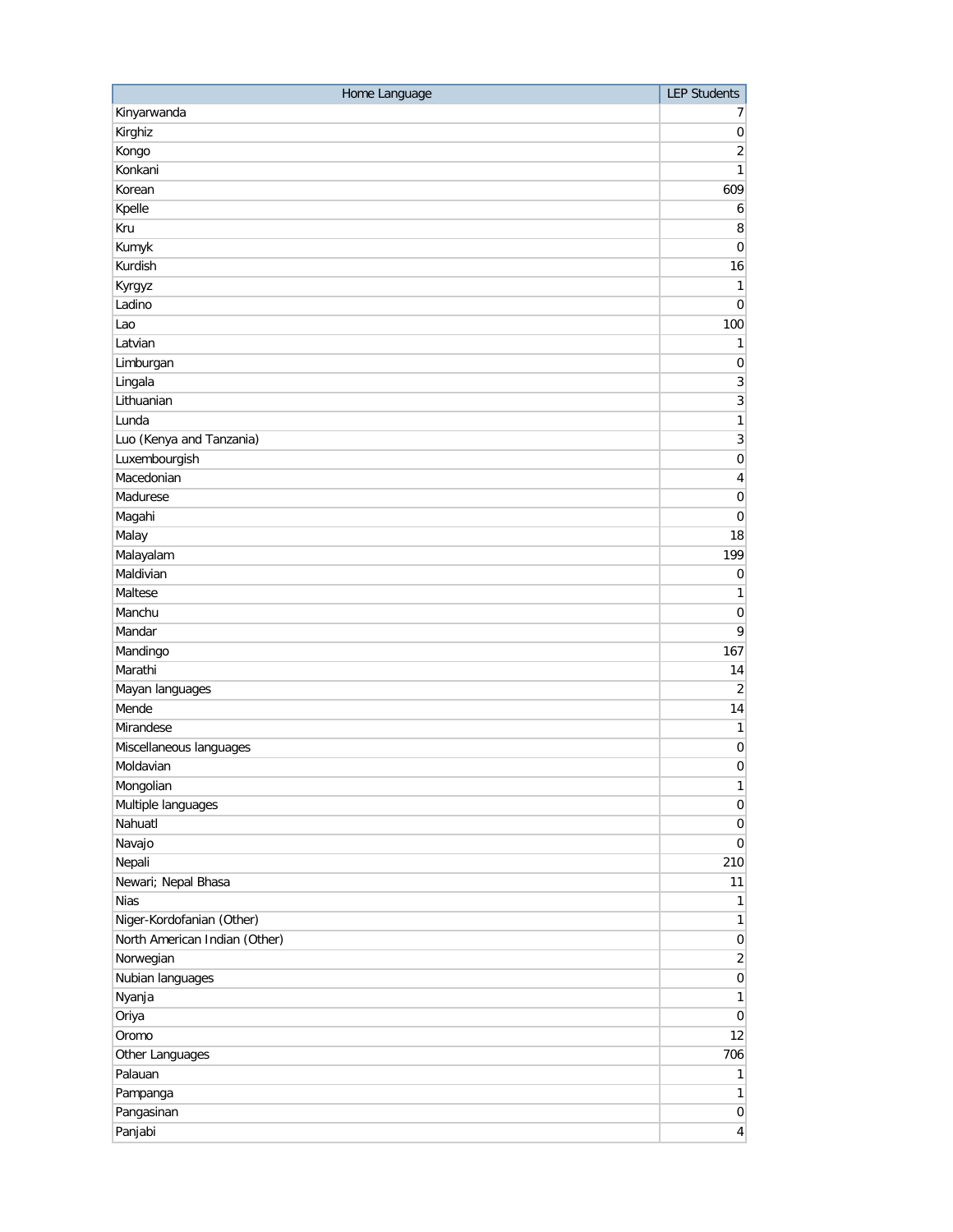| Home Language | LEP Students |
| --- | --- |
| Kinyarwanda | 7 |
| Kirghiz | 0 |
| Kongo | 2 |
| Konkani | 1 |
| Korean | 609 |
| Kpelle | 6 |
| Kru | 8 |
| Kumyk | 0 |
| Kurdish | 16 |
| Kyrgyz | 1 |
| Ladino | 0 |
| Lao | 100 |
| Latvian | 1 |
| Limburgan | 0 |
| Lingala | 3 |
| Lithuanian | 3 |
| Lunda | 1 |
| Luo (Kenya and Tanzania) | 3 |
| Luxembourgish | 0 |
| Macedonian | 4 |
| Madurese | 0 |
| Magahi | 0 |
| Malay | 18 |
| Malayalam | 199 |
| Maldivian | 0 |
| Maltese | 1 |
| Manchu | 0 |
| Mandar | 9 |
| Mandingo | 167 |
| Marathi | 14 |
| Mayan languages | 2 |
| Mende | 14 |
| Mirandese | 1 |
| Miscellaneous languages | 0 |
| Moldavian | 0 |
| Mongolian | 1 |
| Multiple languages | 0 |
| Nahuatl | 0 |
| Navajo | 0 |
| Nepali | 210 |
| Newari; Nepal Bhasa | 11 |
| Nias | 1 |
| Niger-Kordofanian (Other) | 1 |
| North American Indian (Other) | 0 |
| Norwegian | 2 |
| Nubian languages | 0 |
| Nyanja | 1 |
| Oriya | 0 |
| Oromo | 12 |
| Other Languages | 706 |
| Palauan | 1 |
| Pampanga | 1 |
| Pangasinan | 0 |
| Panjabi | 4 |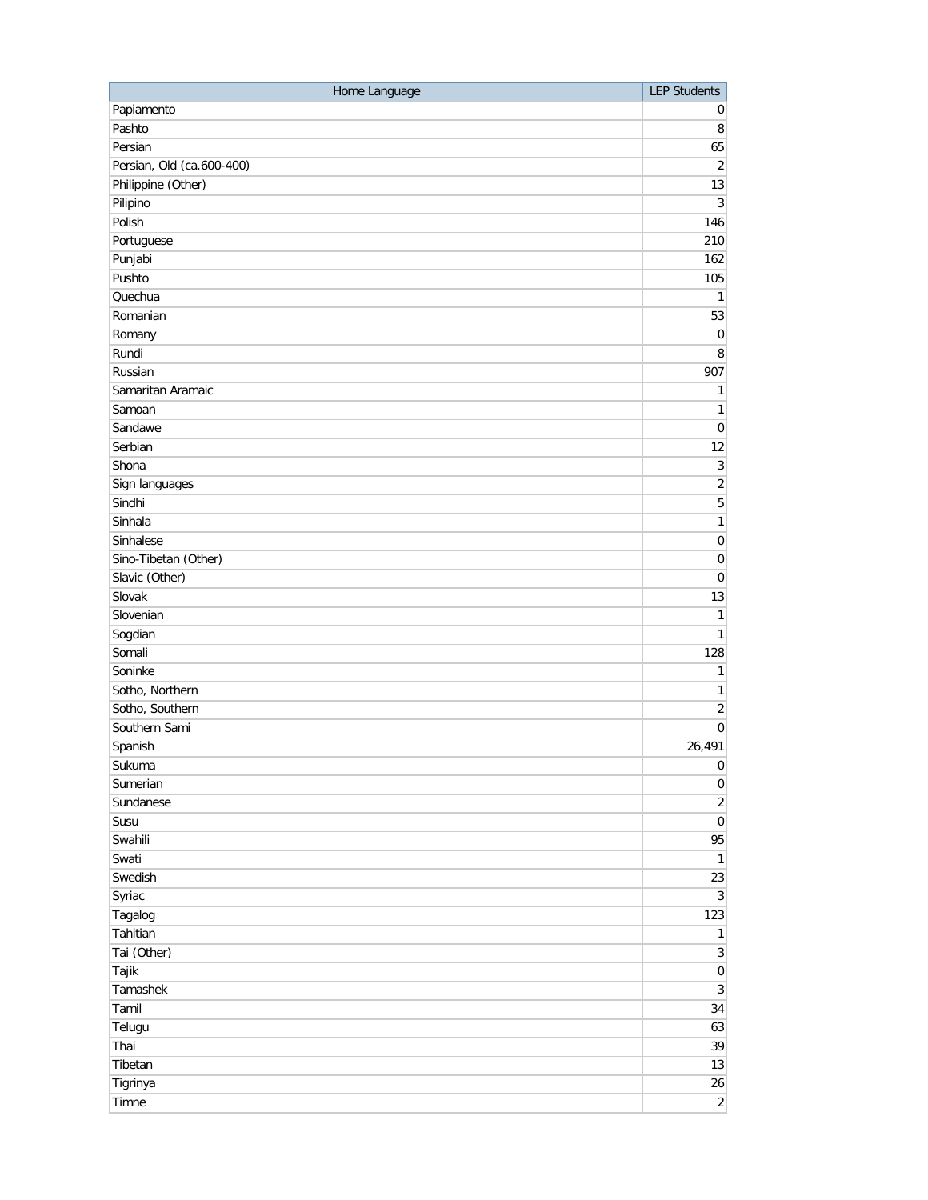| Home Language | LEP Students |
|---|---|
| Papiamento | 0 |
| Pashto | 8 |
| Persian | 65 |
| Persian, Old (ca.600-400) | 2 |
| Philippine (Other) | 13 |
| Pilipino | 3 |
| Polish | 146 |
| Portuguese | 210 |
| Punjabi | 162 |
| Pushto | 105 |
| Quechua | 1 |
| Romanian | 53 |
| Romany | 0 |
| Rundi | 8 |
| Russian | 907 |
| Samaritan Aramaic | 1 |
| Samoan | 1 |
| Sandawe | 0 |
| Serbian | 12 |
| Shona | 3 |
| Sign languages | 2 |
| Sindhi | 5 |
| Sinhala | 1 |
| Sinhalese | 0 |
| Sino-Tibetan (Other) | 0 |
| Slavic (Other) | 0 |
| Slovak | 13 |
| Slovenian | 1 |
| Sogdian | 1 |
| Somali | 128 |
| Soninke | 1 |
| Sotho, Northern | 1 |
| Sotho, Southern | 2 |
| Southern Sami | 0 |
| Spanish | 26,491 |
| Sukuma | 0 |
| Sumerian | 0 |
| Sundanese | 2 |
| Susu | 0 |
| Swahili | 95 |
| Swati | 1 |
| Swedish | 23 |
| Syriac | 3 |
| Tagalog | 123 |
| Tahitian | 1 |
| Tai (Other) | 3 |
| Tajik | 0 |
| Tamashek | 3 |
| Tamil | 34 |
| Telugu | 63 |
| Thai | 39 |
| Tibetan | 13 |
| Tigrinya | 26 |
| Timne | 2 |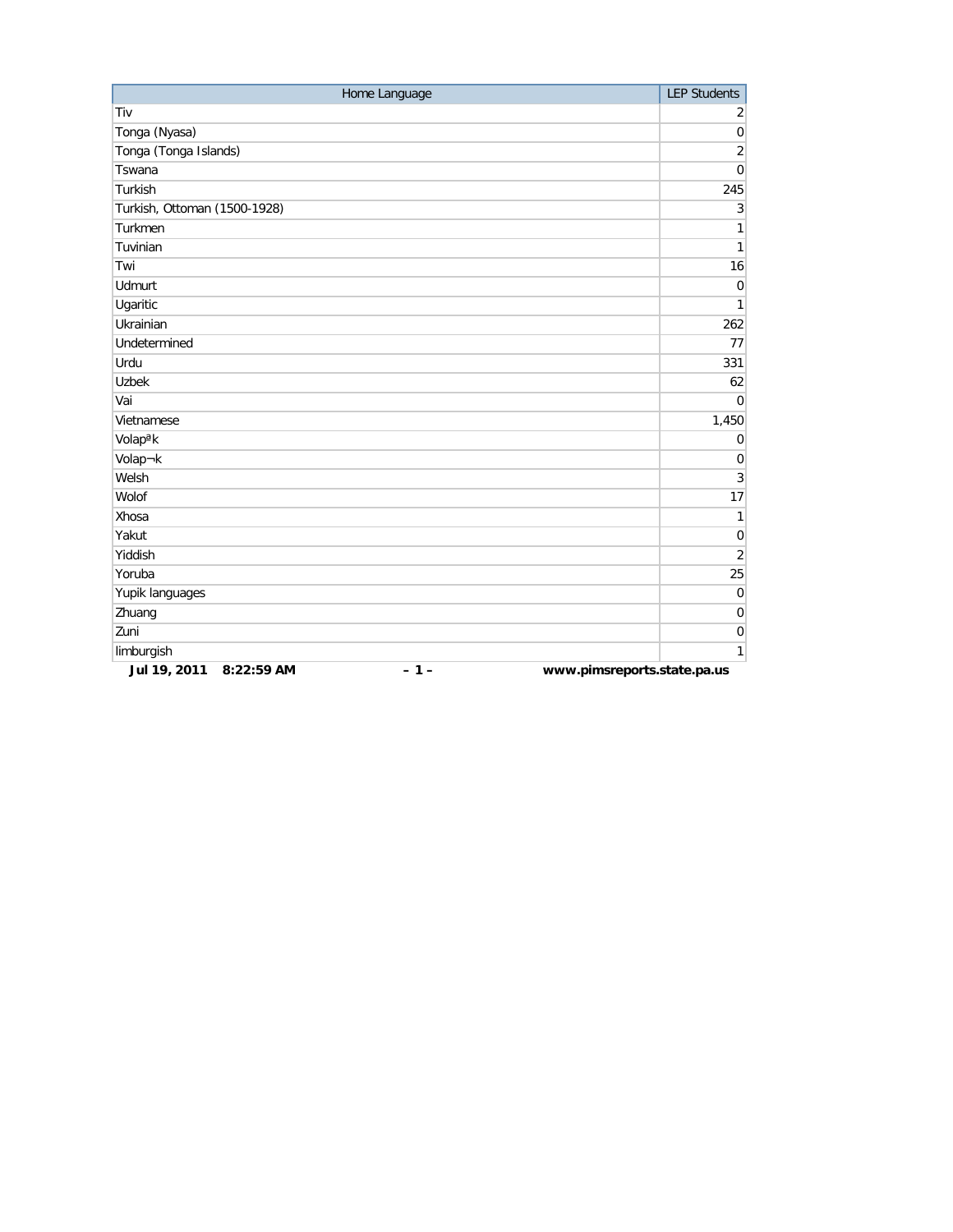| Home Language | LEP Students |
|---|---|
| Tiv | 2 |
| Tonga (Nyasa) | 0 |
| Tonga (Tonga Islands) | 2 |
| Tswana | 0 |
| Turkish | 245 |
| Turkish, Ottoman (1500-1928) | 3 |
| Turkmen | 1 |
| Tuvinian | 1 |
| Twi | 16 |
| Udmurt | 0 |
| Ugaritic | 1 |
| Ukrainian | 262 |
| Undetermined | 77 |
| Urdu | 331 |
| Uzbek | 62 |
| Vai | 0 |
| Vietnamese | 1,450 |
| Volapªk | 0 |
| Volap¬k | 0 |
| Welsh | 3 |
| Wolof | 17 |
| Xhosa | 1 |
| Yakut | 0 |
| Yiddish | 2 |
| Yoruba | 25 |
| Yupik languages | 0 |
| Zhuang | 0 |
| Zuni | 0 |
| limburgish | 1 |